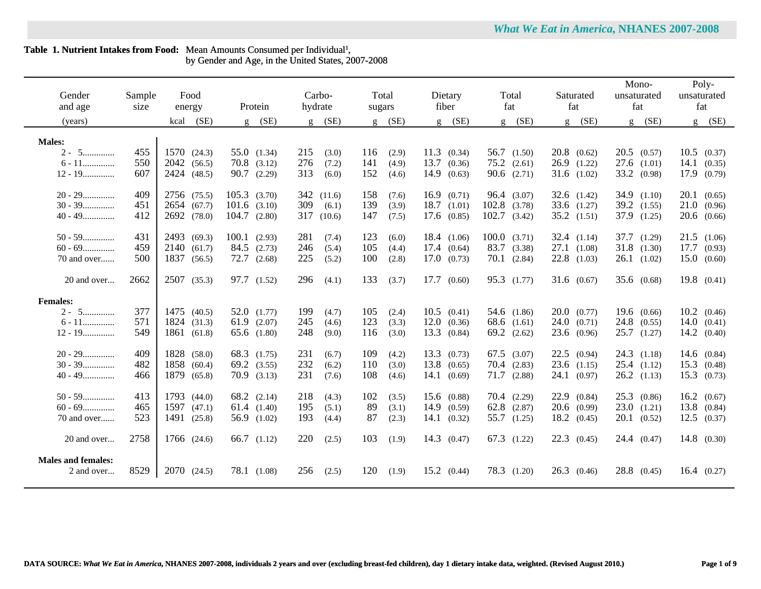**Table 1. Nutrient Intakes from Food:** Mean Amounts Consumed per Individual[1], by Gender and Age, in the United States, 2007-2008

| Gender and age | Sample size | Food energy | | Protein | | Carbo-hydrate | | Total sugars | | Dietary fiber | | Total fat | | Saturated fat | | Mono-unsaturated fat | | Poly-unsaturated fat | |
|---|---|---|---|---|---|---|---|---|---|---|---|---|---|---|---|---|---|---|---|
| (years) | | kcal | (SE) | g | (SE) | g | (SE) | g | (SE) | g | (SE) | g | (SE) | g | (SE) | g | (SE) | g | (SE) |
| **Males:** | | | | | | | | | | | | | | | | | | | |
| 2 - 5............. | 455 | 1570 | (24.3) | 55.0 | (1.34) | 215 | (3.0) | 116 | (2.9) | 11.3 | (0.34) | 56.7 | (1.50) | 20.8 | (0.62) | 20.5 | (0.57) | 10.5 | (0.37) |
| 6 - 11............. | 550 | 2042 | (56.5) | 70.8 | (3.12) | 276 | (7.2) | 141 | (4.9) | 13.7 | (0.36) | 75.2 | (2.61) | 26.9 | (1.22) | 27.6 | (1.01) | 14.1 | (0.35) |
| 12 - 19............. | 607 | 2424 | (48.5) | 90.7 | (2.29) | 313 | (6.0) | 152 | (4.6) | 14.9 | (0.63) | 90.6 | (2.71) | 31.6 | (1.02) | 33.2 | (0.98) | 17.9 | (0.79) |
| 20 - 29............. | 409 | 2756 | (75.5) | 105.3 | (3.70) | 342 | (11.6) | 158 | (7.6) | 16.9 | (0.71) | 96.4 | (3.07) | 32.6 | (1.42) | 34.9 | (1.10) | 20.1 | (0.65) |
| 30 - 39............. | 451 | 2654 | (67.7) | 101.6 | (3.10) | 309 | (6.1) | 139 | (3.9) | 18.7 | (1.01) | 102.8 | (3.78) | 33.6 | (1.27) | 39.2 | (1.55) | 21.0 | (0.96) |
| 40 - 49............. | 412 | 2692 | (78.0) | 104.7 | (2.80) | 317 | (10.6) | 147 | (7.5) | 17.6 | (0.85) | 102.7 | (3.42) | 35.2 | (1.51) | 37.9 | (1.25) | 20.6 | (0.66) |
| 50 - 59............. | 431 | 2493 | (69.3) | 100.1 | (2.93) | 281 | (7.4) | 123 | (6.0) | 18.4 | (1.06) | 100.0 | (3.71) | 32.4 | (1.14) | 37.7 | (1.29) | 21.5 | (1.06) |
| 60 - 69............. | 459 | 2140 | (61.7) | 84.5 | (2.73) | 246 | (5.4) | 105 | (4.4) | 17.4 | (0.64) | 83.7 | (3.38) | 27.1 | (1.08) | 31.8 | (1.30) | 17.7 | (0.93) |
| 70 and over...... | 500 | 1837 | (56.5) | 72.7 | (2.68) | 225 | (5.2) | 100 | (2.8) | 17.0 | (0.73) | 70.1 | (2.84) | 22.8 | (1.03) | 26.1 | (1.02) | 15.0 | (0.60) |
| 20 and over... | 2662 | 2507 | (35.3) | 97.7 | (1.52) | 296 | (4.1) | 133 | (3.7) | 17.7 | (0.60) | 95.3 | (1.77) | 31.6 | (0.67) | 35.6 | (0.68) | 19.8 | (0.41) |
| **Females:** | | | | | | | | | | | | | | | | | | | |
| 2 - 5............. | 377 | 1475 | (40.5) | 52.0 | (1.77) | 199 | (4.7) | 105 | (2.4) | 10.5 | (0.41) | 54.6 | (1.86) | 20.0 | (0.77) | 19.6 | (0.66) | 10.2 | (0.46) |
| 6 - 11............. | 571 | 1824 | (31.3) | 61.9 | (2.07) | 245 | (4.6) | 123 | (3.3) | 12.0 | (0.36) | 68.6 | (1.61) | 24.0 | (0.71) | 24.8 | (0.55) | 14.0 | (0.41) |
| 12 - 19............. | 549 | 1861 | (61.8) | 65.6 | (1.80) | 248 | (9.0) | 116 | (3.0) | 13.3 | (0.84) | 69.2 | (2.62) | 23.6 | (0.96) | 25.7 | (1.27) | 14.2 | (0.40) |
| 20 - 29............. | 409 | 1828 | (58.0) | 68.3 | (1.75) | 231 | (6.7) | 109 | (4.2) | 13.3 | (0.73) | 67.5 | (3.07) | 22.5 | (0.94) | 24.3 | (1.18) | 14.6 | (0.84) |
| 30 - 39............. | 482 | 1858 | (60.4) | 69.2 | (3.55) | 232 | (6.2) | 110 | (3.0) | 13.8 | (0.65) | 70.4 | (2.83) | 23.6 | (1.15) | 25.4 | (1.12) | 15.3 | (0.48) |
| 40 - 49............. | 466 | 1879 | (65.8) | 70.9 | (3.13) | 231 | (7.6) | 108 | (4.6) | 14.1 | (0.69) | 71.7 | (2.88) | 24.1 | (0.97) | 26.2 | (1.13) | 15.3 | (0.73) |
| 50 - 59............. | 413 | 1793 | (44.0) | 68.2 | (2.14) | 218 | (4.3) | 102 | (3.5) | 15.6 | (0.88) | 70.4 | (2.29) | 22.9 | (0.84) | 25.3 | (0.86) | 16.2 | (0.67) |
| 60 - 69............. | 465 | 1597 | (47.1) | 61.4 | (1.40) | 195 | (5.1) | 89 | (3.1) | 14.9 | (0.59) | 62.8 | (2.87) | 20.6 | (0.99) | 23.0 | (1.21) | 13.8 | (0.84) |
| 70 and over...... | 523 | 1491 | (25.8) | 56.9 | (1.02) | 193 | (4.4) | 87 | (2.3) | 14.1 | (0.32) | 55.7 | (1.25) | 18.2 | (0.45) | 20.1 | (0.52) | 12.5 | (0.37) |
| 20 and over... | 2758 | 1766 | (24.6) | 66.7 | (1.12) | 220 | (2.5) | 103 | (1.9) | 14.3 | (0.47) | 67.3 | (1.22) | 22.3 | (0.45) | 24.4 | (0.47) | 14.8 | (0.30) |
| **Males and females:** | | | | | | | | | | | | | | | | | | | |
| 2 and over... | 8529 | 2070 | (24.5) | 78.1 | (1.08) | 256 | (2.5) | 120 | (1.9) | 15.2 | (0.44) | 78.3 | (1.20) | 26.3 | (0.46) | 28.8 | (0.45) | 16.4 | (0.27) |

**DATA SOURCE:** ***What We Eat in America*, NHANES 2007-2008, individuals 2 years and over (excluding breast-fed children), day 1 dietary intake data, weighted. (Revised August 2010.)**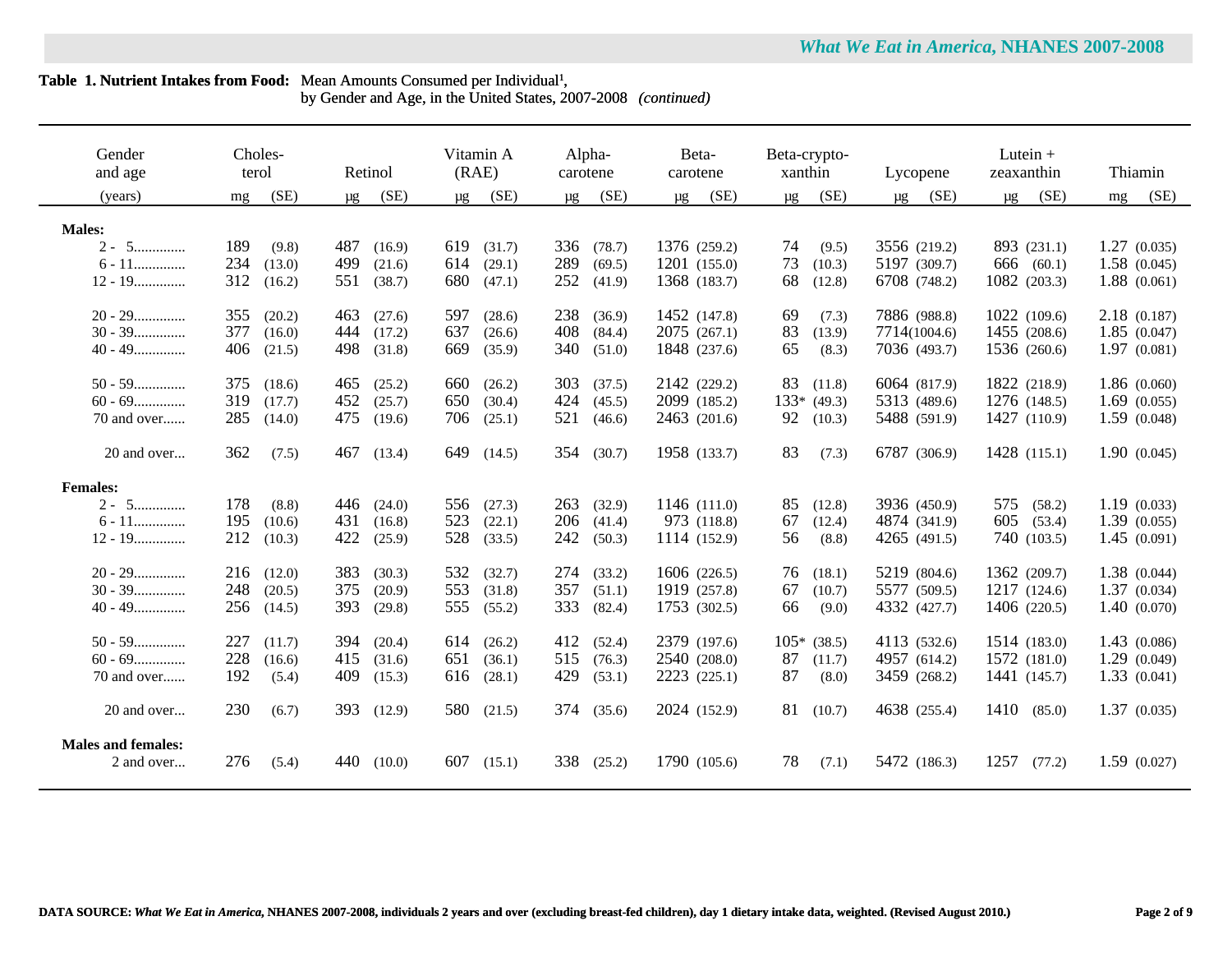**Table 1. Nutrient Intakes from Food:** Mean Amounts Consumed per Individual[1], by Gender and Age, in the United States, 2007-2008 *(continued)*

| Gender and age | Choles-terol | | Retinol | | Vitamin A (RAE) | | Alpha-carotene | | Beta-carotene | | Beta-crypto-xanthin | | Lycopene | | Lutein + zeaxanthin | | Thiamin | |
|---|---|---|---|---|---|---|---|---|---|---|---|---|---|---|---|---|---|---|
| (years) | mg | (SE) | µg | (SE) | µg | (SE) | µg | (SE) | µg | (SE) | µg | (SE) | µg | (SE) | µg | (SE) | mg | (SE) |
| **Males:** | | | | | | | | | | | | | | | | | | |
| 2 - 5............. | 189 | (9.8) | 487 | (16.9) | 619 | (31.7) | 336 | (78.7) | 1376 | (259.2) | 74 | (9.5) | 3556 | (219.2) | 893 | (231.1) | 1.27 | (0.035) |
| 6 - 11............. | 234 | (13.0) | 499 | (21.6) | 614 | (29.1) | 289 | (69.5) | 1201 | (155.0) | 73 | (10.3) | 5197 | (309.7) | 666 | (60.1) | 1.58 | (0.045) |
| 12 - 19............. | 312 | (16.2) | 551 | (38.7) | 680 | (47.1) | 252 | (41.9) | 1368 | (183.7) | 68 | (12.8) | 6708 | (748.2) | 1082 | (203.3) | 1.88 | (0.061) |
| 20 - 29............. | 355 | (20.2) | 463 | (27.6) | 597 | (28.6) | 238 | (36.9) | 1452 | (147.8) | 69 | (7.3) | 7886 | (988.8) | 1022 | (109.6) | 2.18 | (0.187) |
| 30 - 39............. | 377 | (16.0) | 444 | (17.2) | 637 | (26.6) | 408 | (84.4) | 2075 | (267.1) | 83 | (13.9) | 7714 | (1004.6) | 1455 | (208.6) | 1.85 | (0.047) |
| 40 - 49............. | 406 | (21.5) | 498 | (31.8) | 669 | (35.9) | 340 | (51.0) | 1848 | (237.6) | 65 | (8.3) | 7036 | (493.7) | 1536 | (260.6) | 1.97 | (0.081) |
| 50 - 59............. | 375 | (18.6) | 465 | (25.2) | 660 | (26.2) | 303 | (37.5) | 2142 | (229.2) | 83 | (11.8) | 6064 | (817.9) | 1822 | (218.9) | 1.86 | (0.060) |
| 60 - 69............. | 319 | (17.7) | 452 | (25.7) | 650 | (30.4) | 424 | (45.5) | 2099 | (185.2) | 133* | (49.3) | 5313 | (489.6) | 1276 | (148.5) | 1.69 | (0.055) |
| 70 and over...... | 285 | (14.0) | 475 | (19.6) | 706 | (25.1) | 521 | (46.6) | 2463 | (201.6) | 92 | (10.3) | 5488 | (591.9) | 1427 | (110.9) | 1.59 | (0.048) |
| 20 and over... | 362 | (7.5) | 467 | (13.4) | 649 | (14.5) | 354 | (30.7) | 1958 | (133.7) | 83 | (7.3) | 6787 | (306.9) | 1428 | (115.1) | 1.90 | (0.045) |
| **Females:** | | | | | | | | | | | | | | | | | | |
| 2 - 5............. | 178 | (8.8) | 446 | (24.0) | 556 | (27.3) | 263 | (32.9) | 1146 | (111.0) | 85 | (12.8) | 3936 | (450.9) | 575 | (58.2) | 1.19 | (0.033) |
| 6 - 11............. | 195 | (10.6) | 431 | (16.8) | 523 | (22.1) | 206 | (41.4) | 973 | (118.8) | 67 | (12.4) | 4874 | (341.9) | 605 | (53.4) | 1.39 | (0.055) |
| 12 - 19............. | 212 | (10.3) | 422 | (25.9) | 528 | (33.5) | 242 | (50.3) | 1114 | (152.9) | 56 | (8.8) | 4265 | (491.5) | 740 | (103.5) | 1.45 | (0.091) |
| 20 - 29............. | 216 | (12.0) | 383 | (30.3) | 532 | (32.7) | 274 | (33.2) | 1606 | (226.5) | 76 | (18.1) | 5219 | (804.6) | 1362 | (209.7) | 1.38 | (0.044) |
| 30 - 39............. | 248 | (20.5) | 375 | (20.9) | 553 | (31.8) | 357 | (51.1) | 1919 | (257.8) | 67 | (10.7) | 5577 | (509.5) | 1217 | (124.6) | 1.37 | (0.034) |
| 40 - 49............. | 256 | (14.5) | 393 | (29.8) | 555 | (55.2) | 333 | (82.4) | 1753 | (302.5) | 66 | (9.0) | 4332 | (427.7) | 1406 | (220.5) | 1.40 | (0.070) |
| 50 - 59............. | 227 | (11.7) | 394 | (20.4) | 614 | (26.2) | 412 | (52.4) | 2379 | (197.6) | 105* | (38.5) | 4113 | (532.6) | 1514 | (183.0) | 1.43 | (0.086) |
| 60 - 69............. | 228 | (16.6) | 415 | (31.6) | 651 | (36.1) | 515 | (76.3) | 2540 | (208.0) | 87 | (11.7) | 4957 | (614.2) | 1572 | (181.0) | 1.29 | (0.049) |
| 70 and over...... | 192 | (5.4) | 409 | (15.3) | 616 | (28.1) | 429 | (53.1) | 2223 | (225.1) | 87 | (8.0) | 3459 | (268.2) | 1441 | (145.7) | 1.33 | (0.041) |
| 20 and over... | 230 | (6.7) | 393 | (12.9) | 580 | (21.5) | 374 | (35.6) | 2024 | (152.9) | 81 | (10.7) | 4638 | (255.4) | 1410 | (85.0) | 1.37 | (0.035) |
| **Males and females:** | | | | | | | | | | | | | | | | | | |
| 2 and over... | 276 | (5.4) | 440 | (10.0) | 607 | (15.1) | 338 | (25.2) | 1790 | (105.6) | 78 | (7.1) | 5472 | (186.3) | 1257 | (77.2) | 1.59 | (0.027) |

**DATA SOURCE:** ***What We Eat in America*, NHANES 2007-2008, individuals 2 years and over (excluding breast-fed children), day 1 dietary intake data, weighted. (Revised August 2010.)**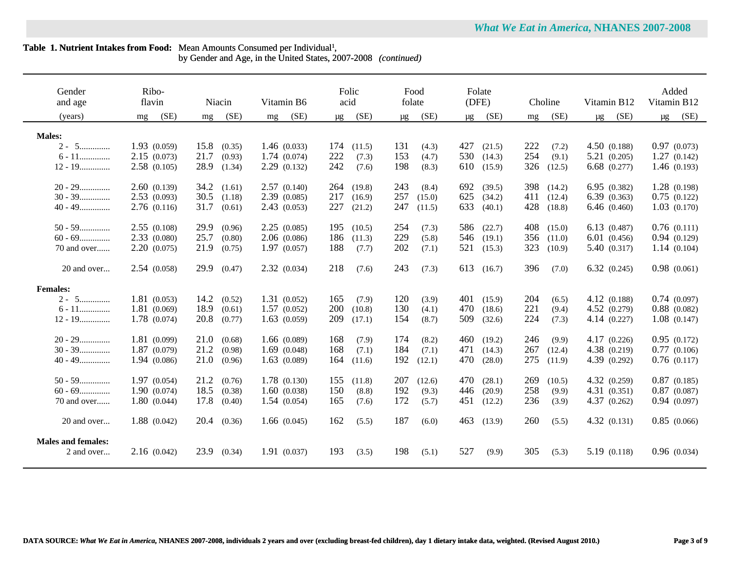**Table 1. Nutrient Intakes from Food:** Mean Amounts Consumed per Individual[1], by Gender and Age, in the United States, 2007-2008 *(continued)*

| Gender and age | Riboflavin | | Niacin | | Vitamin B6 | | Folic acid | | Food folate | | Folate (DFE) | | Choline | | Vitamin B12 | | Added Vitamin B12 | |
|---|---|---|---|---|---|---|---|---|---|---|---|---|---|---|---|---|---|---|
| (years) | mg | (SE) | mg | (SE) | mg | (SE) | µg | (SE) | µg | (SE) | µg | (SE) | mg | (SE) | µg | (SE) | µg | (SE) |
| **Males:** | | | | | | | | | | | | | | | | | | |
| 2 - 5............. | 1.93 | (0.059) | 15.8 | (0.35) | 1.46 | (0.033) | 174 | (11.5) | 131 | (4.3) | 427 | (21.5) | 222 | (7.2) | 4.50 | (0.188) | 0.97 | (0.073) |
| 6 - 11............. | 2.15 | (0.073) | 21.7 | (0.93) | 1.74 | (0.074) | 222 | (7.3) | 153 | (4.7) | 530 | (14.3) | 254 | (9.1) | 5.21 | (0.205) | 1.27 | (0.142) |
| 12 - 19............. | 2.58 | (0.105) | 28.9 | (1.34) | 2.29 | (0.132) | 242 | (7.6) | 198 | (8.3) | 610 | (15.9) | 326 | (12.5) | 6.68 | (0.277) | 1.46 | (0.193) |
| 20 - 29............. | 2.60 | (0.139) | 34.2 | (1.61) | 2.57 | (0.140) | 264 | (19.8) | 243 | (8.4) | 692 | (39.5) | 398 | (14.2) | 6.95 | (0.382) | 1.28 | (0.198) |
| 30 - 39............. | 2.53 | (0.093) | 30.5 | (1.18) | 2.39 | (0.085) | 217 | (16.9) | 257 | (15.0) | 625 | (34.2) | 411 | (12.4) | 6.39 | (0.363) | 0.75 | (0.122) |
| 40 - 49............. | 2.76 | (0.116) | 31.7 | (0.61) | 2.43 | (0.053) | 227 | (21.2) | 247 | (11.5) | 633 | (40.1) | 428 | (18.8) | 6.46 | (0.460) | 1.03 | (0.170) |
| 50 - 59............. | 2.55 | (0.108) | 29.9 | (0.96) | 2.25 | (0.085) | 195 | (10.5) | 254 | (7.3) | 586 | (22.7) | 408 | (15.0) | 6.13 | (0.487) | 0.76 | (0.111) |
| 60 - 69............. | 2.33 | (0.080) | 25.7 | (0.80) | 2.06 | (0.086) | 186 | (11.3) | 229 | (5.8) | 546 | (19.1) | 356 | (11.0) | 6.01 | (0.456) | 0.94 | (0.129) |
| 70 and over...... | 2.20 | (0.075) | 21.9 | (0.75) | 1.97 | (0.057) | 188 | (7.7) | 202 | (7.1) | 521 | (15.3) | 323 | (10.9) | 5.40 | (0.317) | 1.14 | (0.104) |
| 20 and over... | 2.54 | (0.058) | 29.9 | (0.47) | 2.32 | (0.034) | 218 | (7.6) | 243 | (7.3) | 613 | (16.7) | 396 | (7.0) | 6.32 | (0.245) | 0.98 | (0.061) |
| **Females:** | | | | | | | | | | | | | | | | | | |
| 2 - 5............. | 1.81 | (0.053) | 14.2 | (0.52) | 1.31 | (0.052) | 165 | (7.9) | 120 | (3.9) | 401 | (15.9) | 204 | (6.5) | 4.12 | (0.188) | 0.74 | (0.097) |
| 6 - 11............. | 1.81 | (0.069) | 18.9 | (0.61) | 1.57 | (0.052) | 200 | (10.8) | 130 | (4.1) | 470 | (18.6) | 221 | (9.4) | 4.52 | (0.279) | 0.88 | (0.082) |
| 12 - 19............. | 1.78 | (0.074) | 20.8 | (0.77) | 1.63 | (0.059) | 209 | (17.1) | 154 | (8.7) | 509 | (32.6) | 224 | (7.3) | 4.14 | (0.227) | 1.08 | (0.147) |
| 20 - 29............. | 1.81 | (0.099) | 21.0 | (0.68) | 1.66 | (0.089) | 168 | (7.9) | 174 | (8.2) | 460 | (19.2) | 246 | (9.9) | 4.17 | (0.226) | 0.95 | (0.172) |
| 30 - 39............. | 1.87 | (0.079) | 21.2 | (0.98) | 1.69 | (0.048) | 168 | (7.1) | 184 | (7.1) | 471 | (14.3) | 267 | (12.4) | 4.38 | (0.219) | 0.77 | (0.106) |
| 40 - 49............. | 1.94 | (0.086) | 21.0 | (0.96) | 1.63 | (0.089) | 164 | (11.6) | 192 | (12.1) | 470 | (28.0) | 275 | (11.9) | 4.39 | (0.292) | 0.76 | (0.117) |
| 50 - 59............. | 1.97 | (0.054) | 21.2 | (0.76) | 1.78 | (0.130) | 155 | (11.8) | 207 | (12.6) | 470 | (28.1) | 269 | (10.5) | 4.32 | (0.259) | 0.87 | (0.185) |
| 60 - 69............. | 1.90 | (0.074) | 18.5 | (0.38) | 1.60 | (0.038) | 150 | (8.8) | 192 | (9.3) | 446 | (20.9) | 258 | (9.9) | 4.31 | (0.351) | 0.87 | (0.087) |
| 70 and over...... | 1.80 | (0.044) | 17.8 | (0.40) | 1.54 | (0.054) | 165 | (7.6) | 172 | (5.7) | 451 | (12.2) | 236 | (3.9) | 4.37 | (0.262) | 0.94 | (0.097) |
| 20 and over... | 1.88 | (0.042) | 20.4 | (0.36) | 1.66 | (0.045) | 162 | (5.5) | 187 | (6.0) | 463 | (13.9) | 260 | (5.5) | 4.32 | (0.131) | 0.85 | (0.066) |
| **Males and females:** | | | | | | | | | | | | | | | | | | |
| 2 and over... | 2.16 | (0.042) | 23.9 | (0.34) | 1.91 | (0.037) | 193 | (3.5) | 198 | (5.1) | 527 | (9.9) | 305 | (5.3) | 5.19 | (0.118) | 0.96 | (0.034) |

**DATA SOURCE:** ***What We Eat in America*, NHANES 2007-2008, individuals 2 years and over (excluding breast-fed children), day 1 dietary intake data, weighted. (Revised August 2010.)**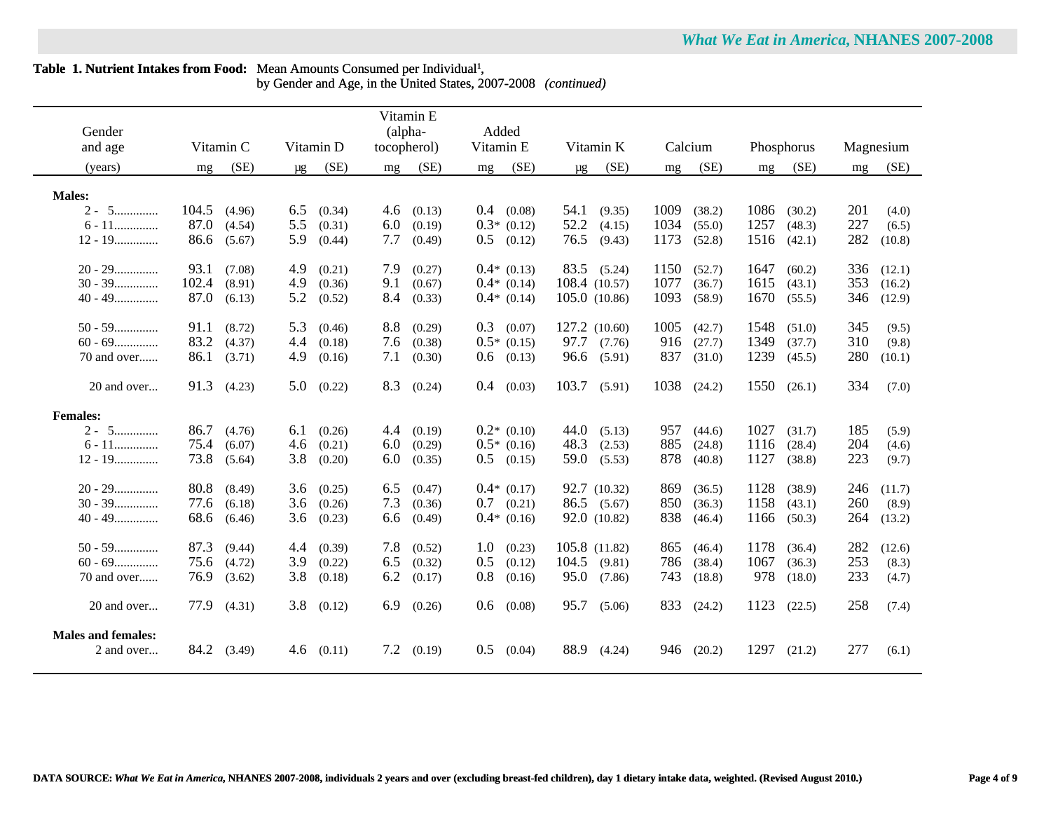**Table 1. Nutrient Intakes from Food:** Mean Amounts Consumed per Individual[1], by Gender and Age, in the United States, 2007-2008 *(continued)*

| Gender and age | Vitamin C | | Vitamin D | | Vitamin E (alpha-tocopherol) | | Added Vitamin E | | Vitamin K | | Calcium | | Phosphorus | | Magnesium | |
|---|---|---|---|---|---|---|---|---|---|---|---|---|---|---|---|---|
| (years) | mg | (SE) | µg | (SE) | mg | (SE) | mg | (SE) | µg | (SE) | mg | (SE) | mg | (SE) | mg | (SE) |
| **Males:** | | | | | | | | | | | | | | | | |
| 2 - 5............. | 104.5 | (4.96) | 6.5 | (0.34) | 4.6 | (0.13) | 0.4 | (0.08) | 54.1 | (9.35) | 1009 | (38.2) | 1086 | (30.2) | 201 | (4.0) |
| 6 - 11............. | 87.0 | (4.54) | 5.5 | (0.31) | 6.0 | (0.19) | 0.3* | (0.12) | 52.2 | (4.15) | 1034 | (55.0) | 1257 | (48.3) | 227 | (6.5) |
| 12 - 19............. | 86.6 | (5.67) | 5.9 | (0.44) | 7.7 | (0.49) | 0.5 | (0.12) | 76.5 | (9.43) | 1173 | (52.8) | 1516 | (42.1) | 282 | (10.8) |
| 20 - 29............. | 93.1 | (7.08) | 4.9 | (0.21) | 7.9 | (0.27) | 0.4* | (0.13) | 83.5 | (5.24) | 1150 | (52.7) | 1647 | (60.2) | 336 | (12.1) |
| 30 - 39............. | 102.4 | (8.91) | 4.9 | (0.36) | 9.1 | (0.67) | 0.4* | (0.14) | 108.4 | (10.57) | 1077 | (36.7) | 1615 | (43.1) | 353 | (16.2) |
| 40 - 49............. | 87.0 | (6.13) | 5.2 | (0.52) | 8.4 | (0.33) | 0.4* | (0.14) | 105.0 | (10.86) | 1093 | (58.9) | 1670 | (55.5) | 346 | (12.9) |
| 50 - 59............. | 91.1 | (8.72) | 5.3 | (0.46) | 8.8 | (0.29) | 0.3 | (0.07) | 127.2 | (10.60) | 1005 | (42.7) | 1548 | (51.0) | 345 | (9.5) |
| 60 - 69............. | 83.2 | (4.37) | 4.4 | (0.18) | 7.6 | (0.38) | 0.5* | (0.15) | 97.7 | (7.76) | 916 | (27.7) | 1349 | (37.7) | 310 | (9.8) |
| 70 and over...... | 86.1 | (3.71) | 4.9 | (0.16) | 7.1 | (0.30) | 0.6 | (0.13) | 96.6 | (5.91) | 837 | (31.0) | 1239 | (45.5) | 280 | (10.1) |
| 20 and over... | 91.3 | (4.23) | 5.0 | (0.22) | 8.3 | (0.24) | 0.4 | (0.03) | 103.7 | (5.91) | 1038 | (24.2) | 1550 | (26.1) | 334 | (7.0) |
| **Females:** | | | | | | | | | | | | | | | | |
| 2 - 5............. | 86.7 | (4.76) | 6.1 | (0.26) | 4.4 | (0.19) | 0.2* | (0.10) | 44.0 | (5.13) | 957 | (44.6) | 1027 | (31.7) | 185 | (5.9) |
| 6 - 11............. | 75.4 | (6.07) | 4.6 | (0.21) | 6.0 | (0.29) | 0.5* | (0.16) | 48.3 | (2.53) | 885 | (24.8) | 1116 | (28.4) | 204 | (4.6) |
| 12 - 19............. | 73.8 | (5.64) | 3.8 | (0.20) | 6.0 | (0.35) | 0.5 | (0.15) | 59.0 | (5.53) | 878 | (40.8) | 1127 | (38.8) | 223 | (9.7) |
| 20 - 29............. | 80.8 | (8.49) | 3.6 | (0.25) | 6.5 | (0.47) | 0.4* | (0.17) | 92.7 | (10.32) | 869 | (36.5) | 1128 | (38.9) | 246 | (11.7) |
| 30 - 39............. | 77.6 | (6.18) | 3.6 | (0.26) | 7.3 | (0.36) | 0.7 | (0.21) | 86.5 | (5.67) | 850 | (36.3) | 1158 | (43.1) | 260 | (8.9) |
| 40 - 49............. | 68.6 | (6.46) | 3.6 | (0.23) | 6.6 | (0.49) | 0.4* | (0.16) | 92.0 | (10.82) | 838 | (46.4) | 1166 | (50.3) | 264 | (13.2) |
| 50 - 59............. | 87.3 | (9.44) | 4.4 | (0.39) | 7.8 | (0.52) | 1.0 | (0.23) | 105.8 | (11.82) | 865 | (46.4) | 1178 | (36.4) | 282 | (12.6) |
| 60 - 69............. | 75.6 | (4.72) | 3.9 | (0.22) | 6.5 | (0.32) | 0.5 | (0.12) | 104.5 | (9.81) | 786 | (38.4) | 1067 | (36.3) | 253 | (8.3) |
| 70 and over...... | 76.9 | (3.62) | 3.8 | (0.18) | 6.2 | (0.17) | 0.8 | (0.16) | 95.0 | (7.86) | 743 | (18.8) | 978 | (18.0) | 233 | (4.7) |
| 20 and over... | 77.9 | (4.31) | 3.8 | (0.12) | 6.9 | (0.26) | 0.6 | (0.08) | 95.7 | (5.06) | 833 | (24.2) | 1123 | (22.5) | 258 | (7.4) |
| **Males and females:** | | | | | | | | | | | | | | | | |
| 2 and over... | 84.2 | (3.49) | 4.6 | (0.11) | 7.2 | (0.19) | 0.5 | (0.04) | 88.9 | (4.24) | 946 | (20.2) | 1297 | (21.2) | 277 | (6.1) |

**DATA SOURCE:** ***What We Eat in America*, NHANES 2007-2008, individuals 2 years and over (excluding breast-fed children), day 1 dietary intake data, weighted. (Revised August 2010.)**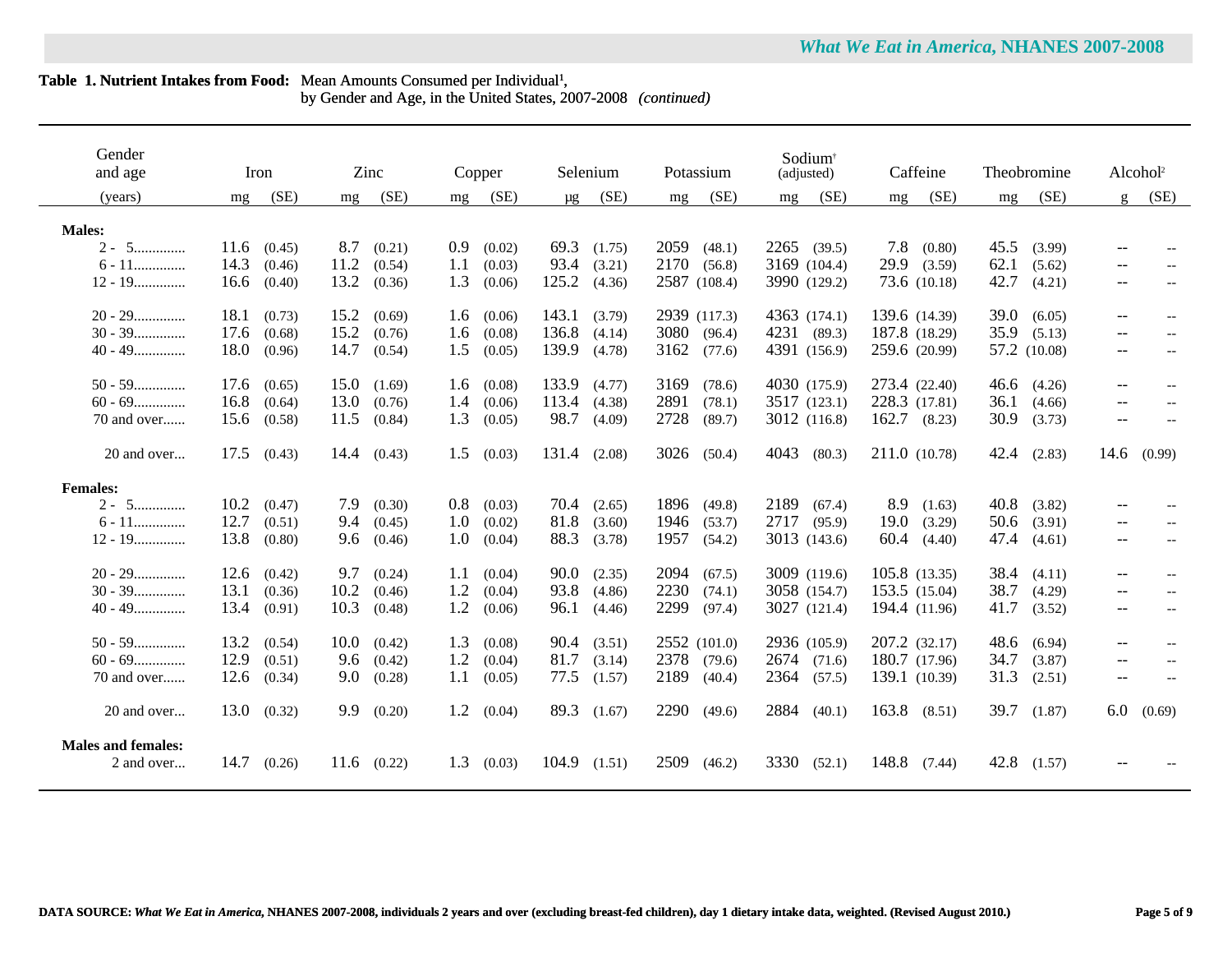**Table 1. Nutrient Intakes from Food:** Mean Amounts Consumed per Individual[1], by Gender and Age, in the United States, 2007-2008 *(continued)*

| Gender and age | Iron | | Zinc | | Copper | | Selenium | | Potassium | | Sodium[†] (adjusted) | | Caffeine | | Theobromine | | Alcohol[2] | |
|---|---|---|---|---|---|---|---|---|---|---|---|---|---|---|---|---|---|---|
| (years) | mg | (SE) | mg | (SE) | mg | (SE) | μg | (SE) | mg | (SE) | mg | (SE) | mg | (SE) | mg | (SE) | g | (SE) |
| **Males:** | | | | | | | | | | | | | | | | | | |
| 2 - 5............. | 11.6 | (0.45) | 8.7 | (0.21) | 0.9 | (0.02) | 69.3 | (1.75) | 2059 | (48.1) | 2265 | (39.5) | 7.8 | (0.80) | 45.5 | (3.99) | -- | -- |
| 6 - 11............. | 14.3 | (0.46) | 11.2 | (0.54) | 1.1 | (0.03) | 93.4 | (3.21) | 2170 | (56.8) | 3169 | (104.4) | 29.9 | (3.59) | 62.1 | (5.62) | -- | -- |
| 12 - 19............. | 16.6 | (0.40) | 13.2 | (0.36) | 1.3 | (0.06) | 125.2 | (4.36) | 2587 | (108.4) | 3990 | (129.2) | 73.6 | (10.18) | 42.7 | (4.21) | -- | -- |
| 20 - 29............. | 18.1 | (0.73) | 15.2 | (0.69) | 1.6 | (0.06) | 143.1 | (3.79) | 2939 | (117.3) | 4363 | (174.1) | 139.6 | (14.39) | 39.0 | (6.05) | -- | -- |
| 30 - 39............. | 17.6 | (0.68) | 15.2 | (0.76) | 1.6 | (0.08) | 136.8 | (4.14) | 3080 | (96.4) | 4231 | (89.3) | 187.8 | (18.29) | 35.9 | (5.13) | -- | -- |
| 40 - 49............. | 18.0 | (0.96) | 14.7 | (0.54) | 1.5 | (0.05) | 139.9 | (4.78) | 3162 | (77.6) | 4391 | (156.9) | 259.6 | (20.99) | 57.2 | (10.08) | -- | -- |
| 50 - 59............. | 17.6 | (0.65) | 15.0 | (1.69) | 1.6 | (0.08) | 133.9 | (4.77) | 3169 | (78.6) | 4030 | (175.9) | 273.4 | (22.40) | 46.6 | (4.26) | -- | -- |
| 60 - 69............. | 16.8 | (0.64) | 13.0 | (0.76) | 1.4 | (0.06) | 113.4 | (4.38) | 2891 | (78.1) | 3517 | (123.1) | 228.3 | (17.81) | 36.1 | (4.66) | -- | -- |
| 70 and over...... | 15.6 | (0.58) | 11.5 | (0.84) | 1.3 | (0.05) | 98.7 | (4.09) | 2728 | (89.7) | 3012 | (116.8) | 162.7 | (8.23) | 30.9 | (3.73) | -- | -- |
| 20 and over... | 17.5 | (0.43) | 14.4 | (0.43) | 1.5 | (0.03) | 131.4 | (2.08) | 3026 | (50.4) | 4043 | (80.3) | 211.0 | (10.78) | 42.4 | (2.83) | 14.6 | (0.99) |
| **Females:** | | | | | | | | | | | | | | | | | | |
| 2 - 5............. | 10.2 | (0.47) | 7.9 | (0.30) | 0.8 | (0.03) | 70.4 | (2.65) | 1896 | (49.8) | 2189 | (67.4) | 8.9 | (1.63) | 40.8 | (3.82) | -- | -- |
| 6 - 11............. | 12.7 | (0.51) | 9.4 | (0.45) | 1.0 | (0.02) | 81.8 | (3.60) | 1946 | (53.7) | 2717 | (95.9) | 19.0 | (3.29) | 50.6 | (3.91) | -- | -- |
| 12 - 19............. | 13.8 | (0.80) | 9.6 | (0.46) | 1.0 | (0.04) | 88.3 | (3.78) | 1957 | (54.2) | 3013 | (143.6) | 60.4 | (4.40) | 47.4 | (4.61) | -- | -- |
| 20 - 29............. | 12.6 | (0.42) | 9.7 | (0.24) | 1.1 | (0.04) | 90.0 | (2.35) | 2094 | (67.5) | 3009 | (119.6) | 105.8 | (13.35) | 38.4 | (4.11) | -- | -- |
| 30 - 39............. | 13.1 | (0.36) | 10.2 | (0.46) | 1.2 | (0.04) | 93.8 | (4.86) | 2230 | (74.1) | 3058 | (154.7) | 153.5 | (15.04) | 38.7 | (4.29) | -- | -- |
| 40 - 49............. | 13.4 | (0.91) | 10.3 | (0.48) | 1.2 | (0.06) | 96.1 | (4.46) | 2299 | (97.4) | 3027 | (121.4) | 194.4 | (11.96) | 41.7 | (3.52) | -- | -- |
| 50 - 59............. | 13.2 | (0.54) | 10.0 | (0.42) | 1.3 | (0.08) | 90.4 | (3.51) | 2552 | (101.0) | 2936 | (105.9) | 207.2 | (32.17) | 48.6 | (6.94) | -- | -- |
| 60 - 69............. | 12.9 | (0.51) | 9.6 | (0.42) | 1.2 | (0.04) | 81.7 | (3.14) | 2378 | (79.6) | 2674 | (71.6) | 180.7 | (17.96) | 34.7 | (3.87) | -- | -- |
| 70 and over...... | 12.6 | (0.34) | 9.0 | (0.28) | 1.1 | (0.05) | 77.5 | (1.57) | 2189 | (40.4) | 2364 | (57.5) | 139.1 | (10.39) | 31.3 | (2.51) | -- | -- |
| 20 and over... | 13.0 | (0.32) | 9.9 | (0.20) | 1.2 | (0.04) | 89.3 | (1.67) | 2290 | (49.6) | 2884 | (40.1) | 163.8 | (8.51) | 39.7 | (1.87) | 6.0 | (0.69) |
| **Males and females:** | | | | | | | | | | | | | | | | | | |
| 2 and over... | 14.7 | (0.26) | 11.6 | (0.22) | 1.3 | (0.03) | 104.9 | (1.51) | 2509 | (46.2) | 3330 | (52.1) | 148.8 | (7.44) | 42.8 | (1.57) | -- | -- |

**DATA SOURCE:** ***What We Eat in America*, NHANES 2007-2008, individuals 2 years and over (excluding breast-fed children), day 1 dietary intake data, weighted. (Revised August 2010.)**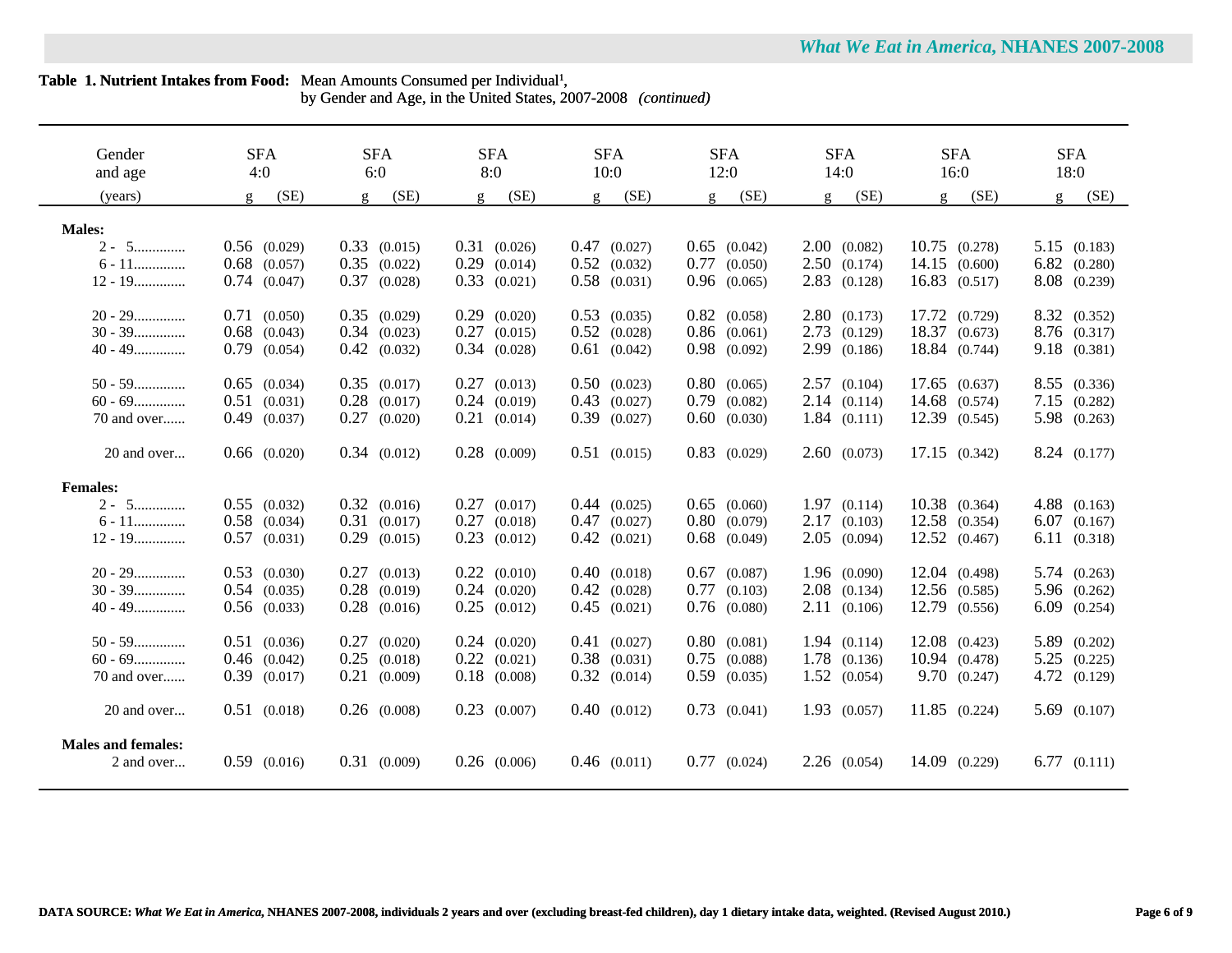**Table 1. Nutrient Intakes from Food:** Mean Amounts Consumed per Individual[1], by Gender and Age, in the United States, 2007-2008 *(continued)*

| Gender and age (years) | SFA 4:0 g | (SE) | SFA 6:0 g | (SE) | SFA 8:0 g | (SE) | SFA 10:0 g | (SE) | SFA 12:0 g | (SE) | SFA 14:0 g | (SE) | SFA 16:0 g | (SE) | SFA 18:0 g | (SE) |
|---|---|---|---|---|---|---|---|---|---|---|---|---|---|---|---|---|
| **Males:** | | | | | | | | | | | | | | | | |
| 2 - 5 | 0.56 | (0.029) | 0.33 | (0.015) | 0.31 | (0.026) | 0.47 | (0.027) | 0.65 | (0.042) | 2.00 | (0.082) | 10.75 | (0.278) | 5.15 | (0.183) |
| 6 - 11 | 0.68 | (0.057) | 0.35 | (0.022) | 0.29 | (0.014) | 0.52 | (0.032) | 0.77 | (0.050) | 2.50 | (0.174) | 14.15 | (0.600) | 6.82 | (0.280) |
| 12 - 19 | 0.74 | (0.047) | 0.37 | (0.028) | 0.33 | (0.021) | 0.58 | (0.031) | 0.96 | (0.065) | 2.83 | (0.128) | 16.83 | (0.517) | 8.08 | (0.239) |
| 20 - 29 | 0.71 | (0.050) | 0.35 | (0.029) | 0.29 | (0.020) | 0.53 | (0.035) | 0.82 | (0.058) | 2.80 | (0.173) | 17.72 | (0.729) | 8.32 | (0.352) |
| 30 - 39 | 0.68 | (0.043) | 0.34 | (0.023) | 0.27 | (0.015) | 0.52 | (0.028) | 0.86 | (0.061) | 2.73 | (0.129) | 18.37 | (0.673) | 8.76 | (0.317) |
| 40 - 49 | 0.79 | (0.054) | 0.42 | (0.032) | 0.34 | (0.028) | 0.61 | (0.042) | 0.98 | (0.092) | 2.99 | (0.186) | 18.84 | (0.744) | 9.18 | (0.381) |
| 50 - 59 | 0.65 | (0.034) | 0.35 | (0.017) | 0.27 | (0.013) | 0.50 | (0.023) | 0.80 | (0.065) | 2.57 | (0.104) | 17.65 | (0.637) | 8.55 | (0.336) |
| 60 - 69 | 0.51 | (0.031) | 0.28 | (0.017) | 0.24 | (0.019) | 0.43 | (0.027) | 0.79 | (0.082) | 2.14 | (0.114) | 14.68 | (0.574) | 7.15 | (0.282) |
| 70 and over | 0.49 | (0.037) | 0.27 | (0.020) | 0.21 | (0.014) | 0.39 | (0.027) | 0.60 | (0.030) | 1.84 | (0.111) | 12.39 | (0.545) | 5.98 | (0.263) |
| 20 and over | 0.66 | (0.020) | 0.34 | (0.012) | 0.28 | (0.009) | 0.51 | (0.015) | 0.83 | (0.029) | 2.60 | (0.073) | 17.15 | (0.342) | 8.24 | (0.177) |
| **Females:** | | | | | | | | | | | | | | | | |
| 2 - 5 | 0.55 | (0.032) | 0.32 | (0.016) | 0.27 | (0.017) | 0.44 | (0.025) | 0.65 | (0.060) | 1.97 | (0.114) | 10.38 | (0.364) | 4.88 | (0.163) |
| 6 - 11 | 0.58 | (0.034) | 0.31 | (0.017) | 0.27 | (0.018) | 0.47 | (0.027) | 0.80 | (0.079) | 2.17 | (0.103) | 12.58 | (0.354) | 6.07 | (0.167) |
| 12 - 19 | 0.57 | (0.031) | 0.29 | (0.015) | 0.23 | (0.012) | 0.42 | (0.021) | 0.68 | (0.049) | 2.05 | (0.094) | 12.52 | (0.467) | 6.11 | (0.318) |
| 20 - 29 | 0.53 | (0.030) | 0.27 | (0.013) | 0.22 | (0.010) | 0.40 | (0.018) | 0.67 | (0.087) | 1.96 | (0.090) | 12.04 | (0.498) | 5.74 | (0.263) |
| 30 - 39 | 0.54 | (0.035) | 0.28 | (0.019) | 0.24 | (0.020) | 0.42 | (0.028) | 0.77 | (0.103) | 2.08 | (0.134) | 12.56 | (0.585) | 5.96 | (0.262) |
| 40 - 49 | 0.56 | (0.033) | 0.28 | (0.016) | 0.25 | (0.012) | 0.45 | (0.021) | 0.76 | (0.080) | 2.11 | (0.106) | 12.79 | (0.556) | 6.09 | (0.254) |
| 50 - 59 | 0.51 | (0.036) | 0.27 | (0.020) | 0.24 | (0.020) | 0.41 | (0.027) | 0.80 | (0.081) | 1.94 | (0.114) | 12.08 | (0.423) | 5.89 | (0.202) |
| 60 - 69 | 0.46 | (0.042) | 0.25 | (0.018) | 0.22 | (0.021) | 0.38 | (0.031) | 0.75 | (0.088) | 1.78 | (0.136) | 10.94 | (0.478) | 5.25 | (0.225) |
| 70 and over | 0.39 | (0.017) | 0.21 | (0.009) | 0.18 | (0.008) | 0.32 | (0.014) | 0.59 | (0.035) | 1.52 | (0.054) | 9.70 | (0.247) | 4.72 | (0.129) |
| 20 and over | 0.51 | (0.018) | 0.26 | (0.008) | 0.23 | (0.007) | 0.40 | (0.012) | 0.73 | (0.041) | 1.93 | (0.057) | 11.85 | (0.224) | 5.69 | (0.107) |
| **Males and females:** | | | | | | | | | | | | | | | | |
| 2 and over | 0.59 | (0.016) | 0.31 | (0.009) | 0.26 | (0.006) | 0.46 | (0.011) | 0.77 | (0.024) | 2.26 | (0.054) | 14.09 | (0.229) | 6.77 | (0.111) |

**DATA SOURCE:** ***What We Eat in America*, NHANES 2007-2008, individuals 2 years and over (excluding breast-fed children), day 1 dietary intake data, weighted. (Revised August 2010.)**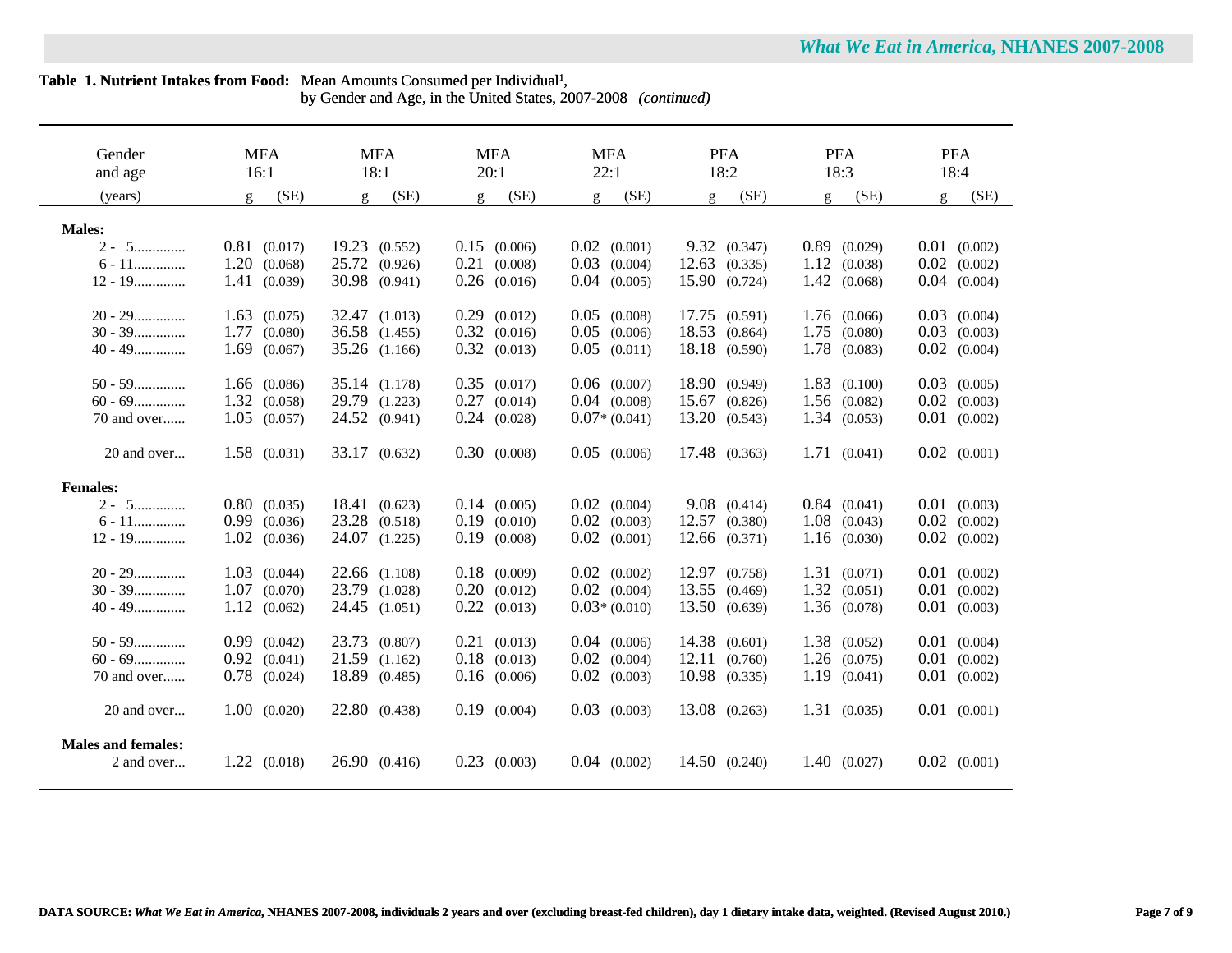**Table 1. Nutrient Intakes from Food:** Mean Amounts Consumed per Individual[1], by Gender and Age, in the United States, 2007-2008 *(continued)*

| Gender and age (years) | MFA 16:1 g | (SE) | MFA 18:1 g | (SE) | MFA 20:1 g | (SE) | MFA 22:1 g | (SE) | PFA 18:2 g | (SE) | PFA 18:3 g | (SE) | PFA 18:4 g | (SE) |
|---|---|---|---|---|---|---|---|---|---|---|---|---|---|---|
| **Males:** | | | | | | | | | | | | | | |
| 2 - 5 | 0.81 | (0.017) | 19.23 | (0.552) | 0.15 | (0.006) | 0.02 | (0.001) | 9.32 | (0.347) | 0.89 | (0.029) | 0.01 | (0.002) |
| 6 - 11 | 1.20 | (0.068) | 25.72 | (0.926) | 0.21 | (0.008) | 0.03 | (0.004) | 12.63 | (0.335) | 1.12 | (0.038) | 0.02 | (0.002) |
| 12 - 19 | 1.41 | (0.039) | 30.98 | (0.941) | 0.26 | (0.016) | 0.04 | (0.005) | 15.90 | (0.724) | 1.42 | (0.068) | 0.04 | (0.004) |
| 20 - 29 | 1.63 | (0.075) | 32.47 | (1.013) | 0.29 | (0.012) | 0.05 | (0.008) | 17.75 | (0.591) | 1.76 | (0.066) | 0.03 | (0.004) |
| 30 - 39 | 1.77 | (0.080) | 36.58 | (1.455) | 0.32 | (0.016) | 0.05 | (0.006) | 18.53 | (0.864) | 1.75 | (0.080) | 0.03 | (0.003) |
| 40 - 49 | 1.69 | (0.067) | 35.26 | (1.166) | 0.32 | (0.013) | 0.05 | (0.011) | 18.18 | (0.590) | 1.78 | (0.083) | 0.02 | (0.004) |
| 50 - 59 | 1.66 | (0.086) | 35.14 | (1.178) | 0.35 | (0.017) | 0.06 | (0.007) | 18.90 | (0.949) | 1.83 | (0.100) | 0.03 | (0.005) |
| 60 - 69 | 1.32 | (0.058) | 29.79 | (1.223) | 0.27 | (0.014) | 0.04 | (0.008) | 15.67 | (0.826) | 1.56 | (0.082) | 0.02 | (0.003) |
| 70 and over | 1.05 | (0.057) | 24.52 | (0.941) | 0.24 | (0.028) | 0.07* | (0.041) | 13.20 | (0.543) | 1.34 | (0.053) | 0.01 | (0.002) |
| 20 and over | 1.58 | (0.031) | 33.17 | (0.632) | 0.30 | (0.008) | 0.05 | (0.006) | 17.48 | (0.363) | 1.71 | (0.041) | 0.02 | (0.001) |
| **Females:** | | | | | | | | | | | | | | |
| 2 - 5 | 0.80 | (0.035) | 18.41 | (0.623) | 0.14 | (0.005) | 0.02 | (0.004) | 9.08 | (0.414) | 0.84 | (0.041) | 0.01 | (0.003) |
| 6 - 11 | 0.99 | (0.036) | 23.28 | (0.518) | 0.19 | (0.010) | 0.02 | (0.003) | 12.57 | (0.380) | 1.08 | (0.043) | 0.02 | (0.002) |
| 12 - 19 | 1.02 | (0.036) | 24.07 | (1.225) | 0.19 | (0.008) | 0.02 | (0.001) | 12.66 | (0.371) | 1.16 | (0.030) | 0.02 | (0.002) |
| 20 - 29 | 1.03 | (0.044) | 22.66 | (1.108) | 0.18 | (0.009) | 0.02 | (0.002) | 12.97 | (0.758) | 1.31 | (0.071) | 0.01 | (0.002) |
| 30 - 39 | 1.07 | (0.070) | 23.79 | (1.028) | 0.20 | (0.012) | 0.02 | (0.004) | 13.55 | (0.469) | 1.32 | (0.051) | 0.01 | (0.002) |
| 40 - 49 | 1.12 | (0.062) | 24.45 | (1.051) | 0.22 | (0.013) | 0.03* | (0.010) | 13.50 | (0.639) | 1.36 | (0.078) | 0.01 | (0.003) |
| 50 - 59 | 0.99 | (0.042) | 23.73 | (0.807) | 0.21 | (0.013) | 0.04 | (0.006) | 14.38 | (0.601) | 1.38 | (0.052) | 0.01 | (0.004) |
| 60 - 69 | 0.92 | (0.041) | 21.59 | (1.162) | 0.18 | (0.013) | 0.02 | (0.004) | 12.11 | (0.760) | 1.26 | (0.075) | 0.01 | (0.002) |
| 70 and over | 0.78 | (0.024) | 18.89 | (0.485) | 0.16 | (0.006) | 0.02 | (0.003) | 10.98 | (0.335) | 1.19 | (0.041) | 0.01 | (0.002) |
| 20 and over | 1.00 | (0.020) | 22.80 | (0.438) | 0.19 | (0.004) | 0.03 | (0.003) | 13.08 | (0.263) | 1.31 | (0.035) | 0.01 | (0.001) |
| **Males and females:** | | | | | | | | | | | | | | |
| 2 and over | 1.22 | (0.018) | 26.90 | (0.416) | 0.23 | (0.003) | 0.04 | (0.002) | 14.50 | (0.240) | 1.40 | (0.027) | 0.02 | (0.001) |

**DATA SOURCE:** ***What We Eat in America*, NHANES 2007-2008, individuals 2 years and over (excluding breast-fed children), day 1 dietary intake data, weighted. (Revised August 2010.)**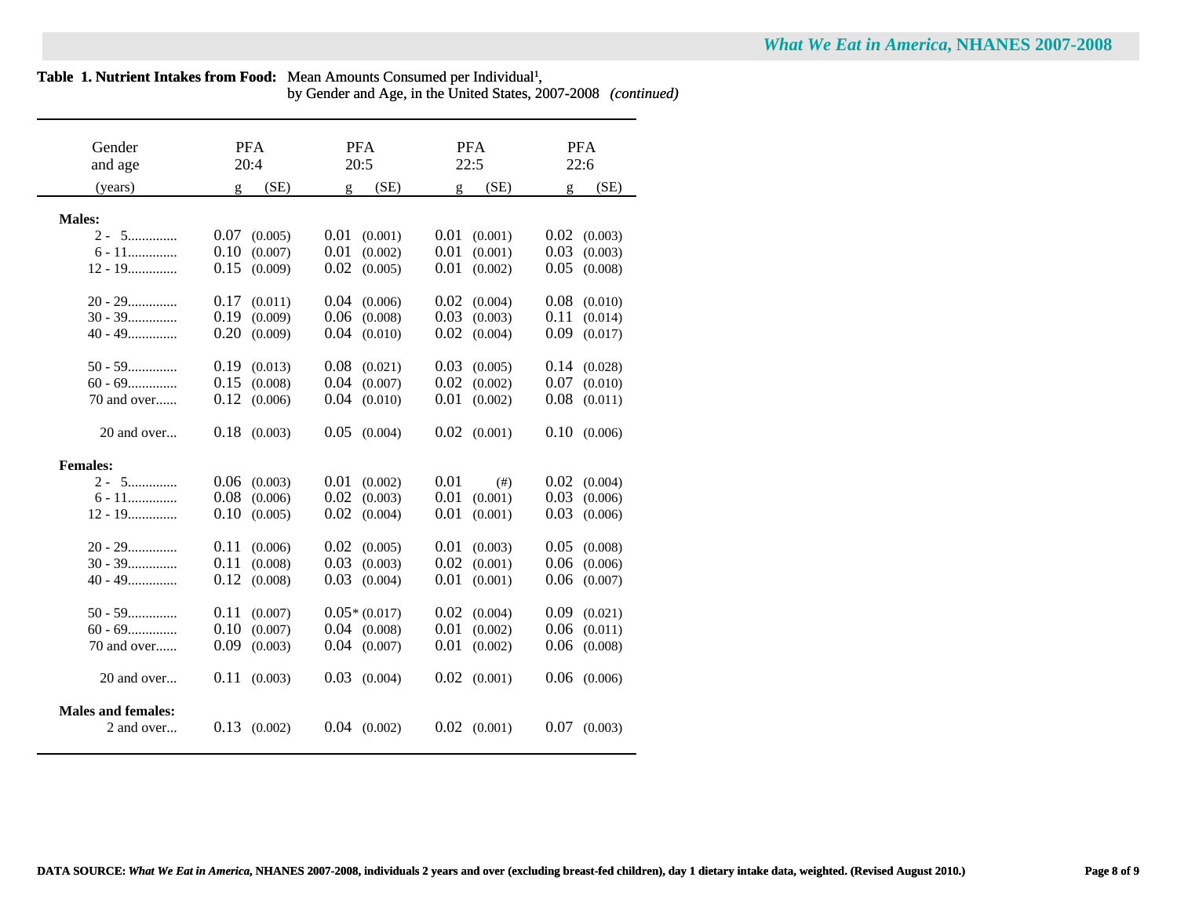**Table 1. Nutrient Intakes from Food:** Mean Amounts Consumed per Individual[1], by Gender and Age, in the United States, 2007-2008 *(continued)*

| Gender and age (years) | PFA 20:4 g | (SE) | PFA 20:5 g | (SE) | PFA 22:5 g | (SE) | PFA 22:6 g | (SE) |
|---|---|---|---|---|---|---|---|---|
| **Males:** | | | | | | | | |
| 2 - 5............. | 0.07 | (0.005) | 0.01 | (0.001) | 0.01 | (0.001) | 0.02 | (0.003) |
| 6 - 11............. | 0.10 | (0.007) | 0.01 | (0.002) | 0.01 | (0.001) | 0.03 | (0.003) |
| 12 - 19............. | 0.15 | (0.009) | 0.02 | (0.005) | 0.01 | (0.002) | 0.05 | (0.008) |
| 20 - 29............. | 0.17 | (0.011) | 0.04 | (0.006) | 0.02 | (0.004) | 0.08 | (0.010) |
| 30 - 39............. | 0.19 | (0.009) | 0.06 | (0.008) | 0.03 | (0.003) | 0.11 | (0.014) |
| 40 - 49............. | 0.20 | (0.009) | 0.04 | (0.010) | 0.02 | (0.004) | 0.09 | (0.017) |
| 50 - 59............. | 0.19 | (0.013) | 0.08 | (0.021) | 0.03 | (0.005) | 0.14 | (0.028) |
| 60 - 69............. | 0.15 | (0.008) | 0.04 | (0.007) | 0.02 | (0.002) | 0.07 | (0.010) |
| 70 and over...... | 0.12 | (0.006) | 0.04 | (0.010) | 0.01 | (0.002) | 0.08 | (0.011) |
| 20 and over... | 0.18 | (0.003) | 0.05 | (0.004) | 0.02 | (0.001) | 0.10 | (0.006) |
| **Females:** | | | | | | | | |
| 2 - 5............. | 0.06 | (0.003) | 0.01 | (0.002) | 0.01 | (#) | 0.02 | (0.004) |
| 6 - 11............. | 0.08 | (0.006) | 0.02 | (0.003) | 0.01 | (0.001) | 0.03 | (0.006) |
| 12 - 19............. | 0.10 | (0.005) | 0.02 | (0.004) | 0.01 | (0.001) | 0.03 | (0.006) |
| 20 - 29............. | 0.11 | (0.006) | 0.02 | (0.005) | 0.01 | (0.003) | 0.05 | (0.008) |
| 30 - 39............. | 0.11 | (0.008) | 0.03 | (0.003) | 0.02 | (0.001) | 0.06 | (0.006) |
| 40 - 49............. | 0.12 | (0.008) | 0.03 | (0.004) | 0.01 | (0.001) | 0.06 | (0.007) |
| 50 - 59............. | 0.11 | (0.007) | 0.05* | (0.017) | 0.02 | (0.004) | 0.09 | (0.021) |
| 60 - 69............. | 0.10 | (0.007) | 0.04 | (0.008) | 0.01 | (0.002) | 0.06 | (0.011) |
| 70 and over...... | 0.09 | (0.003) | 0.04 | (0.007) | 0.01 | (0.002) | 0.06 | (0.008) |
| 20 and over... | 0.11 | (0.003) | 0.03 | (0.004) | 0.02 | (0.001) | 0.06 | (0.006) |
| **Males and females:** | | | | | | | | |
| 2 and over... | 0.13 | (0.002) | 0.04 | (0.002) | 0.02 | (0.001) | 0.07 | (0.003) |

**DATA SOURCE:** ***What We Eat in America*, NHANES 2007-2008, individuals 2 years and over (excluding breast-fed children), day 1 dietary intake data, weighted. (Revised August 2010.)**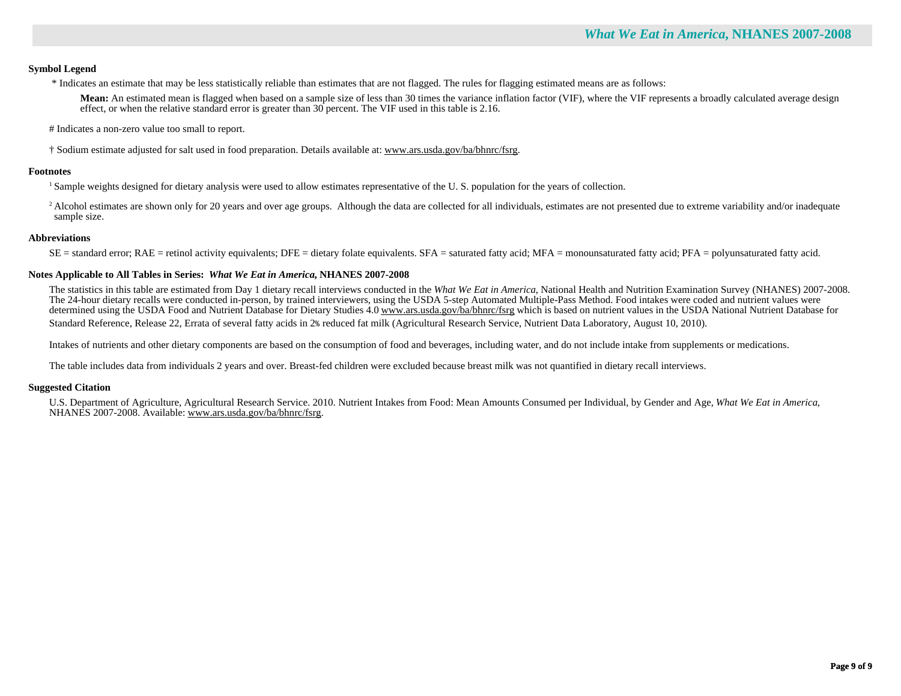### Symbol Legend

* Indicates an estimate that may be less statistically reliable than estimates that are not flagged. The rules for flagging estimated means are as follows:

**Mean:** An estimated mean is flagged when based on a sample size of less than 30 times the variance inflation factor (VIF), where the VIF represents a broadly calculated average design effect, or when the relative standard error is greater than 30 percent. The VIF used in this table is 2.16.

# Indicates a non-zero value too small to report.

† Sodium estimate adjusted for salt used in food preparation. Details available at: www.ars.usda.gov/ba/bhnrc/fsrg.

### Footnotes

[1] Sample weights designed for dietary analysis were used to allow estimates representative of the U. S. population for the years of collection.

[2] Alcohol estimates are shown only for 20 years and over age groups. Although the data are collected for all individuals, estimates are not presented due to extreme variability and/or inadequate sample size.

### Abbreviations

SE = standard error; RAE = retinol activity equivalents; DFE = dietary folate equivalents. SFA = saturated fatty acid; MFA = monounsaturated fatty acid; PFA = polyunsaturated fatty acid.

### Notes Applicable to All Tables in Series: *What We Eat in America*, NHANES 2007-2008

The statistics in this table are estimated from Day 1 dietary recall interviews conducted in the *What We Eat in America*, National Health and Nutrition Examination Survey (NHANES) 2007-2008. The 24-hour dietary recalls were conducted in-person, by trained interviewers, using the USDA 5-step Automated Multiple-Pass Method. Food intakes were coded and nutrient values were determined using the USDA Food and Nutrient Database for Dietary Studies 4.0 www.ars.usda.gov/ba/bhnrc/fsrg which is based on nutrient values in the USDA National Nutrient Database for Standard Reference, Release 22, Errata of several fatty acids in 2% reduced fat milk (Agricultural Research Service, Nutrient Data Laboratory, August 10, 2010).

Intakes of nutrients and other dietary components are based on the consumption of food and beverages, including water, and do not include intake from supplements or medications.

The table includes data from individuals 2 years and over. Breast-fed children were excluded because breast milk was not quantified in dietary recall interviews.

### Suggested Citation

U.S. Department of Agriculture, Agricultural Research Service. 2010. Nutrient Intakes from Food: Mean Amounts Consumed per Individual, by Gender and Age, *What We Eat in America*, NHANES 2007-2008. Available: www.ars.usda.gov/ba/bhnrc/fsrg.